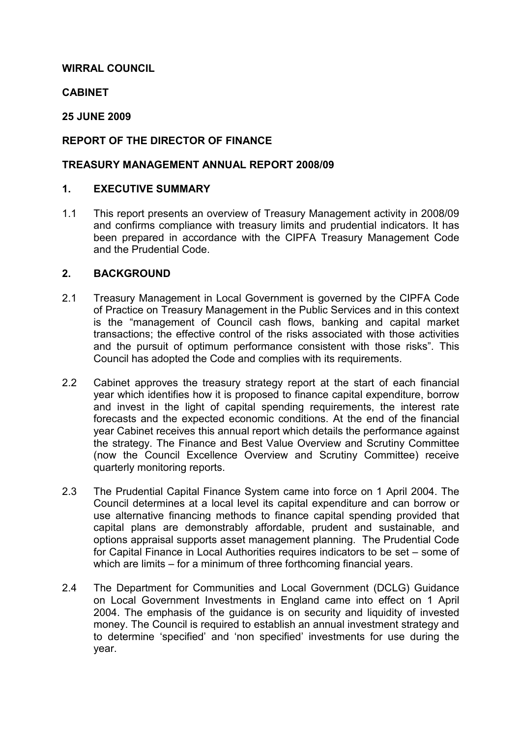**WIRRAL COUNCIL**

**CABINET**

**25 JUNE 2009**

**REPORT OF THE DIRECTOR OF FINANCE**

**TREASURY MANAGEMENT ANNUAL REPORT 2008/09**

## 1. EXECUTIVE SUMMARY

1.1 This report presents an overview of Treasury Management activity in 2008/09 and confirms compliance with treasury limits and prudential indicators. It has been prepared in accordance with the CIPFA Treasury Management Code and the Prudential Code.

## 2. BACKGROUND

2.1 Treasury Management in Local Government is governed by the CIPFA Code of Practice on Treasury Management in the Public Services and in this context is the "management of Council cash flows, banking and capital market transactions; the effective control of the risks associated with those activities and the pursuit of optimum performance consistent with those risks". This Council has adopted the Code and complies with its requirements.

2.2 Cabinet approves the treasury strategy report at the start of each financial year which identifies how it is proposed to finance capital expenditure, borrow and invest in the light of capital spending requirements, the interest rate forecasts and the expected economic conditions. At the end of the financial year Cabinet receives this annual report which details the performance against the strategy. The Finance and Best Value Overview and Scrutiny Committee (now the Council Excellence Overview and Scrutiny Committee) receive quarterly monitoring reports.

2.3 The Prudential Capital Finance System came into force on 1 April 2004. The Council determines at a local level its capital expenditure and can borrow or use alternative financing methods to finance capital spending provided that capital plans are demonstrably affordable, prudent and sustainable, and options appraisal supports asset management planning. The Prudential Code for Capital Finance in Local Authorities requires indicators to be set – some of which are limits – for a minimum of three forthcoming financial years.

2.4 The Department for Communities and Local Government (DCLG) Guidance on Local Government Investments in England came into effect on 1 April 2004. The emphasis of the guidance is on security and liquidity of invested money. The Council is required to establish an annual investment strategy and to determine 'specified' and 'non specified' investments for use during the year.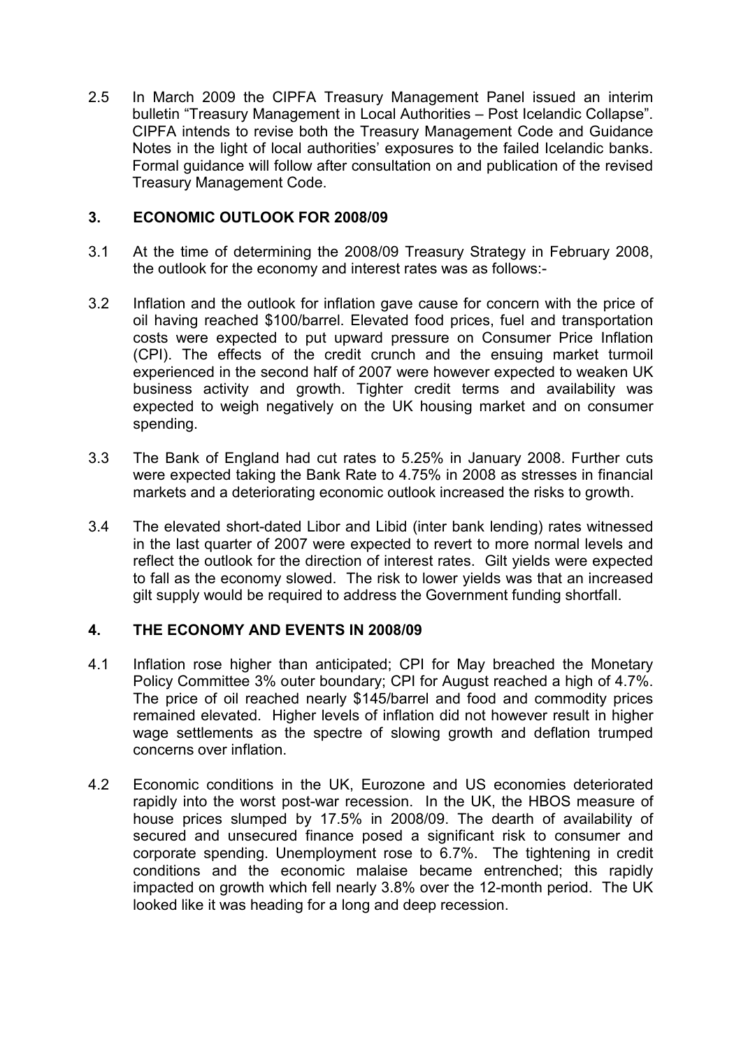2.5 In March 2009 the CIPFA Treasury Management Panel issued an interim bulletin "Treasury Management in Local Authorities – Post Icelandic Collapse". CIPFA intends to revise both the Treasury Management Code and Guidance Notes in the light of local authorities' exposures to the failed Icelandic banks. Formal guidance will follow after consultation on and publication of the revised Treasury Management Code.

## 3. ECONOMIC OUTLOOK FOR 2008/09

3.1 At the time of determining the 2008/09 Treasury Strategy in February 2008, the outlook for the economy and interest rates was as follows:-

3.2 Inflation and the outlook for inflation gave cause for concern with the price of oil having reached $100/barrel. Elevated food prices, fuel and transportation costs were expected to put upward pressure on Consumer Price Inflation (CPI). The effects of the credit crunch and the ensuing market turmoil experienced in the second half of 2007 were however expected to weaken UK business activity and growth. Tighter credit terms and availability was expected to weigh negatively on the UK housing market and on consumer spending.

3.3 The Bank of England had cut rates to 5.25% in January 2008. Further cuts were expected taking the Bank Rate to 4.75% in 2008 as stresses in financial markets and a deteriorating economic outlook increased the risks to growth.

3.4 The elevated short-dated Libor and Libid (inter bank lending) rates witnessed in the last quarter of 2007 were expected to revert to more normal levels and reflect the outlook for the direction of interest rates. Gilt yields were expected to fall as the economy slowed. The risk to lower yields was that an increased gilt supply would be required to address the Government funding shortfall.

## 4. THE ECONOMY AND EVENTS IN 2008/09

4.1 Inflation rose higher than anticipated; CPI for May breached the Monetary Policy Committee 3% outer boundary; CPI for August reached a high of 4.7%. The price of oil reached nearly $145/barrel and food and commodity prices remained elevated. Higher levels of inflation did not however result in higher wage settlements as the spectre of slowing growth and deflation trumped concerns over inflation.

4.2 Economic conditions in the UK, Eurozone and US economies deteriorated rapidly into the worst post-war recession. In the UK, the HBOS measure of house prices slumped by 17.5% in 2008/09. The dearth of availability of secured and unsecured finance posed a significant risk to consumer and corporate spending. Unemployment rose to 6.7%. The tightening in credit conditions and the economic malaise became entrenched; this rapidly impacted on growth which fell nearly 3.8% over the 12-month period. The UK looked like it was heading for a long and deep recession.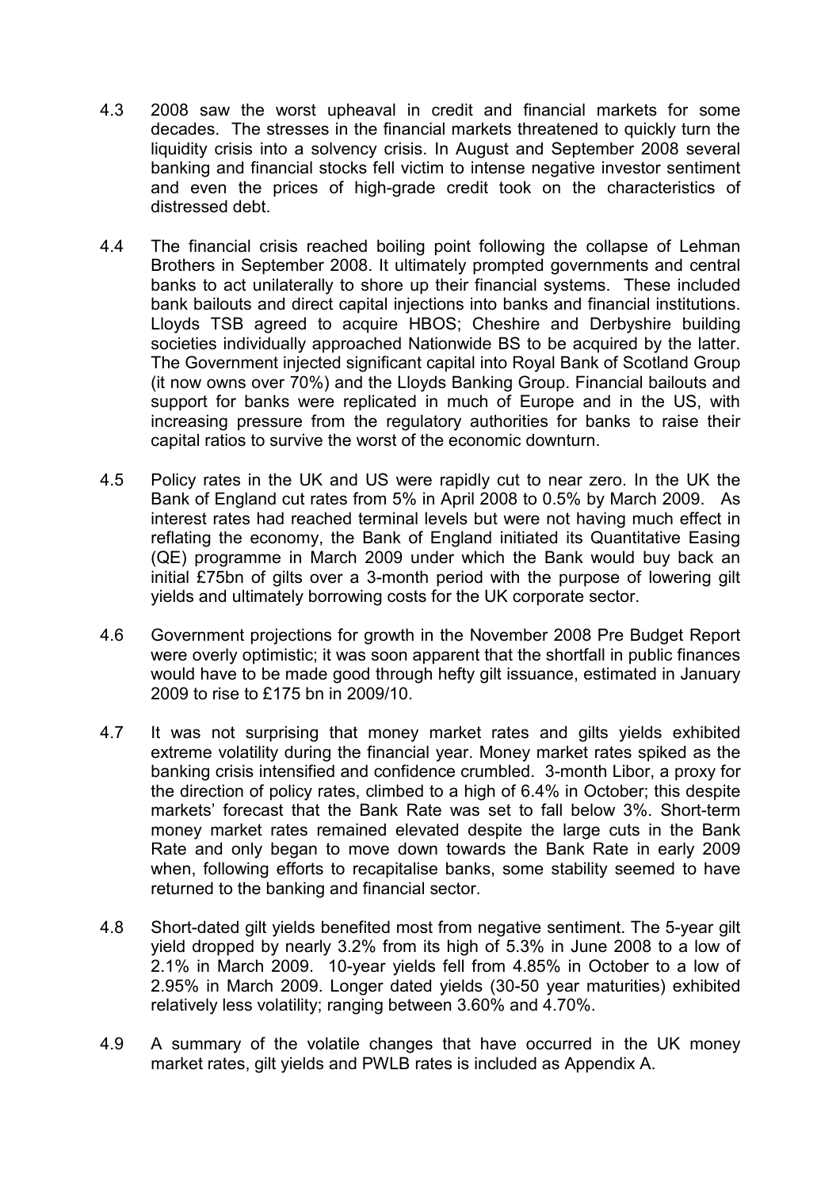4.3 2008 saw the worst upheaval in credit and financial markets for some decades. The stresses in the financial markets threatened to quickly turn the liquidity crisis into a solvency crisis. In August and September 2008 several banking and financial stocks fell victim to intense negative investor sentiment and even the prices of high-grade credit took on the characteristics of distressed debt.

4.4 The financial crisis reached boiling point following the collapse of Lehman Brothers in September 2008. It ultimately prompted governments and central banks to act unilaterally to shore up their financial systems. These included bank bailouts and direct capital injections into banks and financial institutions. Lloyds TSB agreed to acquire HBOS; Cheshire and Derbyshire building societies individually approached Nationwide BS to be acquired by the latter. The Government injected significant capital into Royal Bank of Scotland Group (it now owns over 70%) and the Lloyds Banking Group. Financial bailouts and support for banks were replicated in much of Europe and in the US, with increasing pressure from the regulatory authorities for banks to raise their capital ratios to survive the worst of the economic downturn.

4.5 Policy rates in the UK and US were rapidly cut to near zero. In the UK the Bank of England cut rates from 5% in April 2008 to 0.5% by March 2009. As interest rates had reached terminal levels but were not having much effect in reflating the economy, the Bank of England initiated its Quantitative Easing (QE) programme in March 2009 under which the Bank would buy back an initial £75bn of gilts over a 3-month period with the purpose of lowering gilt yields and ultimately borrowing costs for the UK corporate sector.

4.6 Government projections for growth in the November 2008 Pre Budget Report were overly optimistic; it was soon apparent that the shortfall in public finances would have to be made good through hefty gilt issuance, estimated in January 2009 to rise to £175 bn in 2009/10.

4.7 It was not surprising that money market rates and gilts yields exhibited extreme volatility during the financial year. Money market rates spiked as the banking crisis intensified and confidence crumbled. 3-month Libor, a proxy for the direction of policy rates, climbed to a high of 6.4% in October; this despite markets' forecast that the Bank Rate was set to fall below 3%. Short-term money market rates remained elevated despite the large cuts in the Bank Rate and only began to move down towards the Bank Rate in early 2009 when, following efforts to recapitalise banks, some stability seemed to have returned to the banking and financial sector.

4.8 Short-dated gilt yields benefited most from negative sentiment. The 5-year gilt yield dropped by nearly 3.2% from its high of 5.3% in June 2008 to a low of 2.1% in March 2009. 10-year yields fell from 4.85% in October to a low of 2.95% in March 2009. Longer dated yields (30-50 year maturities) exhibited relatively less volatility; ranging between 3.60% and 4.70%.

4.9 A summary of the volatile changes that have occurred in the UK money market rates, gilt yields and PWLB rates is included as Appendix A.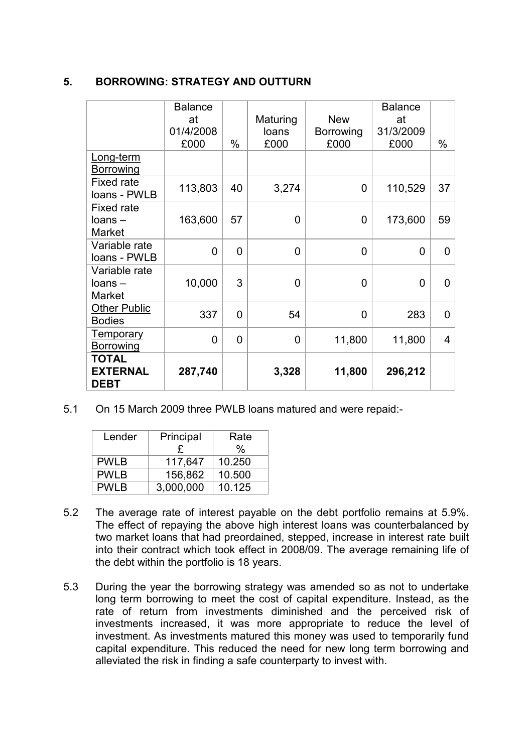## 5. BORROWING: STRATEGY AND OUTTURN

| | Balance at 01/4/2008 £000 | % | Maturing loans £000 | New Borrowing £000 | Balance at 31/3/2009 £000 | % |
|---|---|---|---|---|---|---|
| Long-term Borrowing | | | | | | |
| Fixed rate loans - PWLB | 113,803 | 40 | 3,274 | 0 | 110,529 | 37 |
| Fixed rate loans – Market | 163,600 | 57 | 0 | 0 | 173,600 | 59 |
| Variable rate loans - PWLB | 0 | 0 | 0 | 0 | 0 | 0 |
| Variable rate loans – Market | 10,000 | 3 | 0 | 0 | 0 | 0 |
| Other Public Bodies | 337 | 0 | 54 | 0 | 283 | 0 |
| Temporary Borrowing | 0 | 0 | 0 | 11,800 | 11,800 | 4 |
| **TOTAL EXTERNAL DEBT** | **287,740** | | **3,328** | **11,800** | **296,212** | |

5.1 On 15 March 2009 three PWLB loans matured and were repaid:-

| Lender | Principal £ | Rate % |
|---|---|---|
| PWLB | 117,647 | 10.250 |
| PWLB | 156,862 | 10.500 |
| PWLB | 3,000,000 | 10.125 |

5.2 The average rate of interest payable on the debt portfolio remains at 5.9%. The effect of repaying the above high interest loans was counterbalanced by two market loans that had preordained, stepped, increase in interest rate built into their contract which took effect in 2008/09. The average remaining life of the debt within the portfolio is 18 years.

5.3 During the year the borrowing strategy was amended so as not to undertake long term borrowing to meet the cost of capital expenditure. Instead, as the rate of return from investments diminished and the perceived risk of investments increased, it was more appropriate to reduce the level of investment. As investments matured this money was used to temporarily fund capital expenditure. This reduced the need for new long term borrowing and alleviated the risk in finding a safe counterparty to invest with.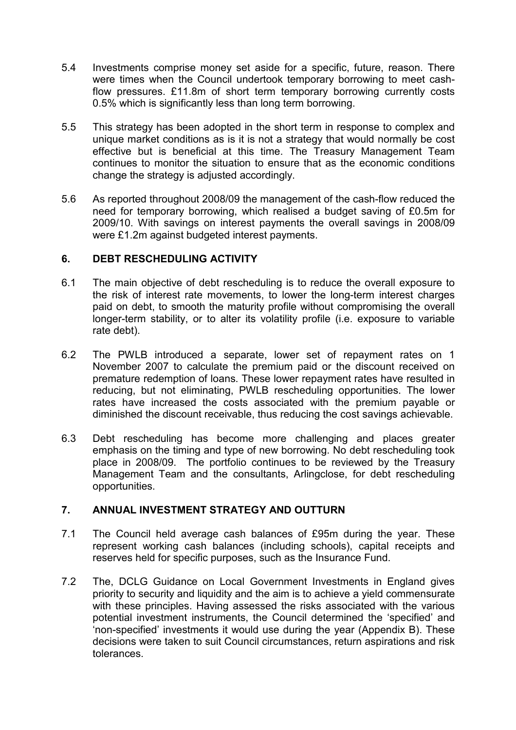5.4 Investments comprise money set aside for a specific, future, reason. There were times when the Council undertook temporary borrowing to meet cash-flow pressures. £11.8m of short term temporary borrowing currently costs 0.5% which is significantly less than long term borrowing.

5.5 This strategy has been adopted in the short term in response to complex and unique market conditions as is it is not a strategy that would normally be cost effective but is beneficial at this time. The Treasury Management Team continues to monitor the situation to ensure that as the economic conditions change the strategy is adjusted accordingly.

5.6 As reported throughout 2008/09 the management of the cash-flow reduced the need for temporary borrowing, which realised a budget saving of £0.5m for 2009/10. With savings on interest payments the overall savings in 2008/09 were £1.2m against budgeted interest payments.

## 6. DEBT RESCHEDULING ACTIVITY

6.1 The main objective of debt rescheduling is to reduce the overall exposure to the risk of interest rate movements, to lower the long-term interest charges paid on debt, to smooth the maturity profile without compromising the overall longer-term stability, or to alter its volatility profile (i.e. exposure to variable rate debt).

6.2 The PWLB introduced a separate, lower set of repayment rates on 1 November 2007 to calculate the premium paid or the discount received on premature redemption of loans. These lower repayment rates have resulted in reducing, but not eliminating, PWLB rescheduling opportunities. The lower rates have increased the costs associated with the premium payable or diminished the discount receivable, thus reducing the cost savings achievable.

6.3 Debt rescheduling has become more challenging and places greater emphasis on the timing and type of new borrowing. No debt rescheduling took place in 2008/09. The portfolio continues to be reviewed by the Treasury Management Team and the consultants, Arlingclose, for debt rescheduling opportunities.

## 7. ANNUAL INVESTMENT STRATEGY AND OUTTURN

7.1 The Council held average cash balances of £95m during the year. These represent working cash balances (including schools), capital receipts and reserves held for specific purposes, such as the Insurance Fund.

7.2 The, DCLG Guidance on Local Government Investments in England gives priority to security and liquidity and the aim is to achieve a yield commensurate with these principles. Having assessed the risks associated with the various potential investment instruments, the Council determined the 'specified' and 'non-specified' investments it would use during the year (Appendix B). These decisions were taken to suit Council circumstances, return aspirations and risk tolerances.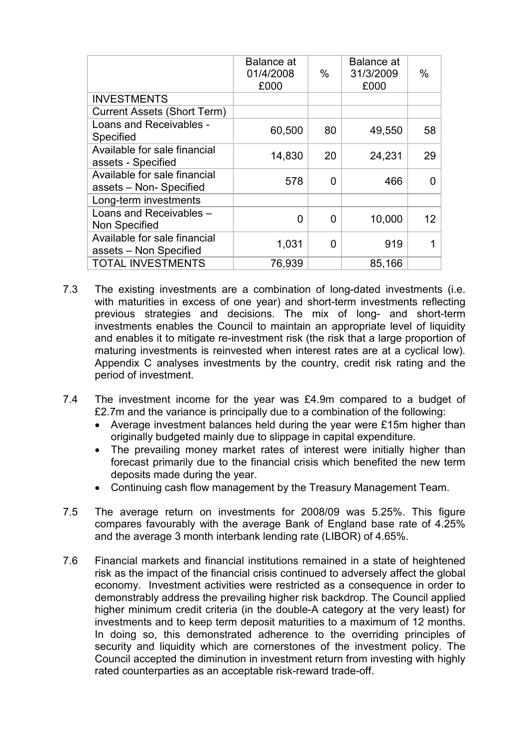| | Balance at 01/4/2008 £000 | % | Balance at 31/3/2009 £000 | % |
|---|---|---|---|---|
| INVESTMENTS | | | | |
| Current Assets (Short Term) | | | | |
| Loans and Receivables - Specified | 60,500 | 80 | 49,550 | 58 |
| Available for sale financial assets - Specified | 14,830 | 20 | 24,231 | 29 |
| Available for sale financial assets – Non- Specified | 578 | 0 | 466 | 0 |
| Long-term investments | | | | |
| Loans and Receivables – Non Specified | 0 | 0 | 10,000 | 12 |
| Available for sale financial assets – Non Specified | 1,031 | 0 | 919 | 1 |
| TOTAL INVESTMENTS | 76,939 | | 85,166 | |

7.3 The existing investments are a combination of long-dated investments (i.e. with maturities in excess of one year) and short-term investments reflecting previous strategies and decisions. The mix of long- and short-term investments enables the Council to maintain an appropriate level of liquidity and enables it to mitigate re-investment risk (the risk that a large proportion of maturing investments is reinvested when interest rates are at a cyclical low). Appendix C analyses investments by the country, credit risk rating and the period of investment.

7.4 The investment income for the year was £4.9m compared to a budget of £2.7m and the variance is principally due to a combination of the following:

- Average investment balances held during the year were £15m higher than originally budgeted mainly due to slippage in capital expenditure.
- The prevailing money market rates of interest were initially higher than forecast primarily due to the financial crisis which benefited the new term deposits made during the year.
- Continuing cash flow management by the Treasury Management Team.

7.5 The average return on investments for 2008/09 was 5.25%. This figure compares favourably with the average Bank of England base rate of 4.25% and the average 3 month interbank lending rate (LIBOR) of 4.65%.

7.6 Financial markets and financial institutions remained in a state of heightened risk as the impact of the financial crisis continued to adversely affect the global economy. Investment activities were restricted as a consequence in order to demonstrably address the prevailing higher risk backdrop. The Council applied higher minimum credit criteria (in the double-A category at the very least) for investments and to keep term deposit maturities to a maximum of 12 months. In doing so, this demonstrated adherence to the overriding principles of security and liquidity which are cornerstones of the investment policy. The Council accepted the diminution in investment return from investing with highly rated counterparties as an acceptable risk-reward trade-off.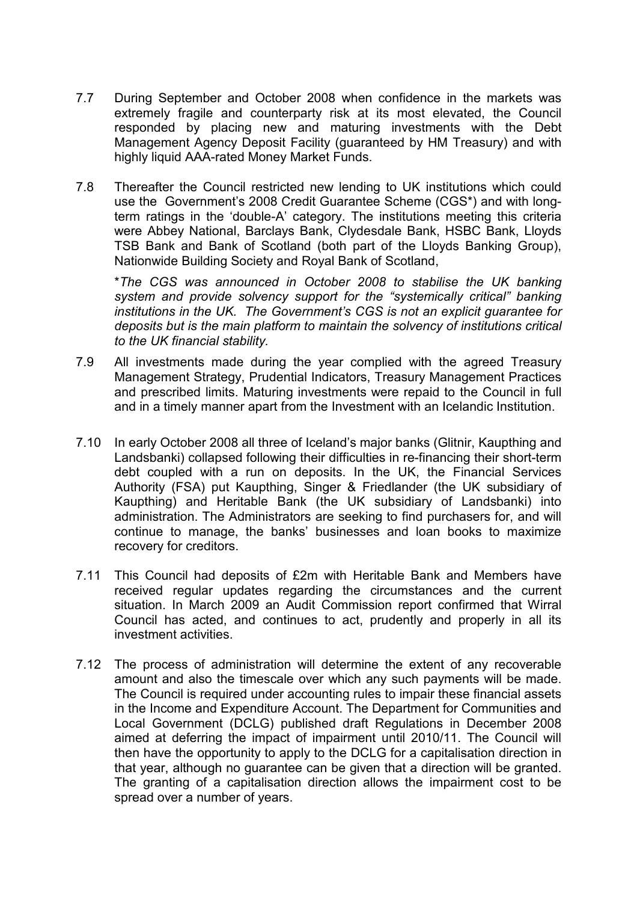7.7 During September and October 2008 when confidence in the markets was extremely fragile and counterparty risk at its most elevated, the Council responded by placing new and maturing investments with the Debt Management Agency Deposit Facility (guaranteed by HM Treasury) and with highly liquid AAA-rated Money Market Funds.

7.8 Thereafter the Council restricted new lending to UK institutions which could use the Government's 2008 Credit Guarantee Scheme (CGS*) and with long-term ratings in the 'double-A' category. The institutions meeting this criteria were Abbey National, Barclays Bank, Clydesdale Bank, HSBC Bank, Lloyds TSB Bank and Bank of Scotland (both part of the Lloyds Banking Group), Nationwide Building Society and Royal Bank of Scotland,

*\*The CGS was announced in October 2008 to stabilise the UK banking system and provide solvency support for the "systemically critical" banking institutions in the UK. The Government's CGS is not an explicit guarantee for deposits but is the main platform to maintain the solvency of institutions critical to the UK financial stability.*

7.9 All investments made during the year complied with the agreed Treasury Management Strategy, Prudential Indicators, Treasury Management Practices and prescribed limits. Maturing investments were repaid to the Council in full and in a timely manner apart from the Investment with an Icelandic Institution.

7.10 In early October 2008 all three of Iceland's major banks (Glitnir, Kaupthing and Landsbanki) collapsed following their difficulties in re-financing their short-term debt coupled with a run on deposits. In the UK, the Financial Services Authority (FSA) put Kaupthing, Singer & Friedlander (the UK subsidiary of Kaupthing) and Heritable Bank (the UK subsidiary of Landsbanki) into administration. The Administrators are seeking to find purchasers for, and will continue to manage, the banks' businesses and loan books to maximize recovery for creditors.

7.11 This Council had deposits of £2m with Heritable Bank and Members have received regular updates regarding the circumstances and the current situation. In March 2009 an Audit Commission report confirmed that Wirral Council has acted, and continues to act, prudently and properly in all its investment activities.

7.12 The process of administration will determine the extent of any recoverable amount and also the timescale over which any such payments will be made. The Council is required under accounting rules to impair these financial assets in the Income and Expenditure Account. The Department for Communities and Local Government (DCLG) published draft Regulations in December 2008 aimed at deferring the impact of impairment until 2010/11. The Council will then have the opportunity to apply to the DCLG for a capitalisation direction in that year, although no guarantee can be given that a direction will be granted. The granting of a capitalisation direction allows the impairment cost to be spread over a number of years.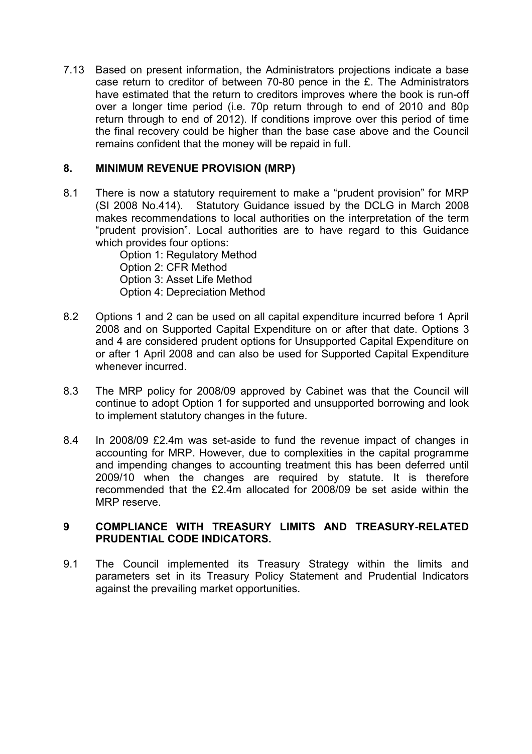7.13 Based on present information, the Administrators projections indicate a base case return to creditor of between 70-80 pence in the £. The Administrators have estimated that the return to creditors improves where the book is run-off over a longer time period (i.e. 70p return through to end of 2010 and 80p return through to end of 2012). If conditions improve over this period of time the final recovery could be higher than the base case above and the Council remains confident that the money will be repaid in full.

## 8. MINIMUM REVENUE PROVISION (MRP)

8.1 There is now a statutory requirement to make a "prudent provision" for MRP (SI 2008 No.414). Statutory Guidance issued by the DCLG in March 2008 makes recommendations to local authorities on the interpretation of the term "prudent provision". Local authorities are to have regard to this Guidance which provides four options:

- Option 1: Regulatory Method
- Option 2: CFR Method
- Option 3: Asset Life Method
- Option 4: Depreciation Method

8.2 Options 1 and 2 can be used on all capital expenditure incurred before 1 April 2008 and on Supported Capital Expenditure on or after that date. Options 3 and 4 are considered prudent options for Unsupported Capital Expenditure on or after 1 April 2008 and can also be used for Supported Capital Expenditure whenever incurred.

8.3 The MRP policy for 2008/09 approved by Cabinet was that the Council will continue to adopt Option 1 for supported and unsupported borrowing and look to implement statutory changes in the future.

8.4 In 2008/09 £2.4m was set-aside to fund the revenue impact of changes in accounting for MRP. However, due to complexities in the capital programme and impending changes to accounting treatment this has been deferred until 2009/10 when the changes are required by statute. It is therefore recommended that the £2.4m allocated for 2008/09 be set aside within the MRP reserve.

## 9 COMPLIANCE WITH TREASURY LIMITS AND TREASURY-RELATED PRUDENTIAL CODE INDICATORS.

9.1 The Council implemented its Treasury Strategy within the limits and parameters set in its Treasury Policy Statement and Prudential Indicators against the prevailing market opportunities.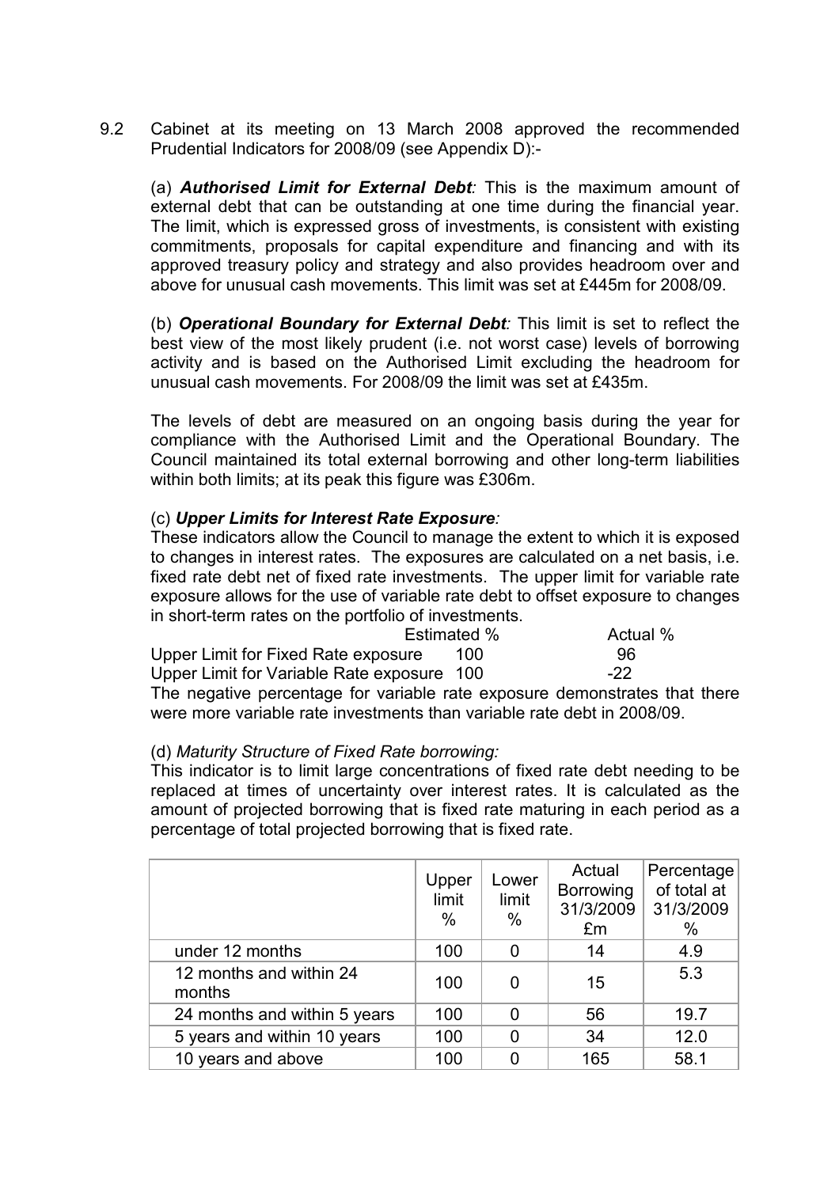9.2 Cabinet at its meeting on 13 March 2008 approved the recommended Prudential Indicators for 2008/09 (see Appendix D):-

(a) ***Authorised Limit for External Debt**:* This is the maximum amount of external debt that can be outstanding at one time during the financial year. The limit, which is expressed gross of investments, is consistent with existing commitments, proposals for capital expenditure and financing and with its approved treasury policy and strategy and also provides headroom over and above for unusual cash movements. This limit was set at £445m for 2008/09.

(b) ***Operational Boundary for External Debt**:* This limit is set to reflect the best view of the most likely prudent (i.e. not worst case) levels of borrowing activity and is based on the Authorised Limit excluding the headroom for unusual cash movements. For 2008/09 the limit was set at £435m.

The levels of debt are measured on an ongoing basis during the year for compliance with the Authorised Limit and the Operational Boundary. The Council maintained its total external borrowing and other long-term liabilities within both limits; at its peak this figure was £306m.

(c) ***Upper Limits for Interest Rate Exposure**:*

These indicators allow the Council to manage the extent to which it is exposed to changes in interest rates. The exposures are calculated on a net basis, i.e. fixed rate debt net of fixed rate investments. The upper limit for variable rate exposure allows for the use of variable rate debt to offset exposure to changes in short-term rates on the portfolio of investments.

| | Estimated % | Actual % |
|---|---|---|
| Upper Limit for Fixed Rate exposure | 100 | 96 |
| Upper Limit for Variable Rate exposure | 100 | -22 |

The negative percentage for variable rate exposure demonstrates that there were more variable rate investments than variable rate debt in 2008/09.

(d) *Maturity Structure of Fixed Rate borrowing:*

This indicator is to limit large concentrations of fixed rate debt needing to be replaced at times of uncertainty over interest rates. It is calculated as the amount of projected borrowing that is fixed rate maturing in each period as a percentage of total projected borrowing that is fixed rate.

| | Upper limit % | Lower limit % | Actual Borrowing 31/3/2009 £m | Percentage of total at 31/3/2009 % |
|---|---|---|---|---|
| under 12 months | 100 | 0 | 14 | 4.9 |
| 12 months and within 24 months | 100 | 0 | 15 | 5.3 |
| 24 months and within 5 years | 100 | 0 | 56 | 19.7 |
| 5 years and within 10 years | 100 | 0 | 34 | 12.0 |
| 10 years and above | 100 | 0 | 165 | 58.1 |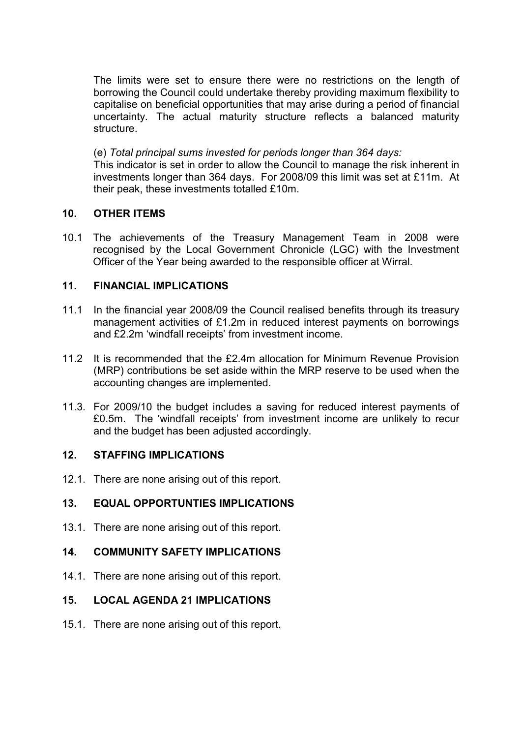The limits were set to ensure there were no restrictions on the length of borrowing the Council could undertake thereby providing maximum flexibility to capitalise on beneficial opportunities that may arise during a period of financial uncertainty. The actual maturity structure reflects a balanced maturity structure.

(e) *Total principal sums invested for periods longer than 364 days:*
This indicator is set in order to allow the Council to manage the risk inherent in investments longer than 364 days. For 2008/09 this limit was set at £11m. At their peak, these investments totalled £10m.

## 10. OTHER ITEMS

10.1 The achievements of the Treasury Management Team in 2008 were recognised by the Local Government Chronicle (LGC) with the Investment Officer of the Year being awarded to the responsible officer at Wirral.

## 11. FINANCIAL IMPLICATIONS

11.1 In the financial year 2008/09 the Council realised benefits through its treasury management activities of £1.2m in reduced interest payments on borrowings and £2.2m 'windfall receipts' from investment income.

11.2 It is recommended that the £2.4m allocation for Minimum Revenue Provision (MRP) contributions be set aside within the MRP reserve to be used when the accounting changes are implemented.

11.3. For 2009/10 the budget includes a saving for reduced interest payments of £0.5m. The 'windfall receipts' from investment income are unlikely to recur and the budget has been adjusted accordingly.

## 12. STAFFING IMPLICATIONS

12.1. There are none arising out of this report.

## 13. EQUAL OPPORTUNTIES IMPLICATIONS

13.1. There are none arising out of this report.

## 14. COMMUNITY SAFETY IMPLICATIONS

14.1. There are none arising out of this report.

## 15. LOCAL AGENDA 21 IMPLICATIONS

15.1. There are none arising out of this report.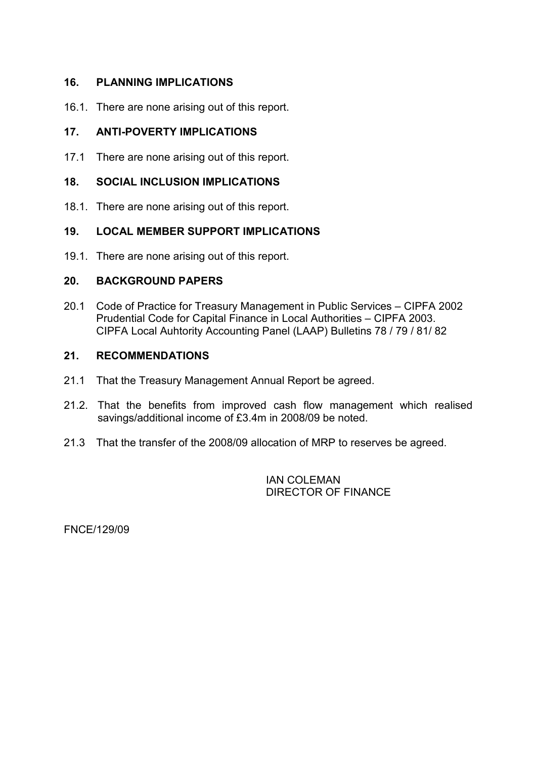## 16. PLANNING IMPLICATIONS

16.1. There are none arising out of this report.

## 17. ANTI-POVERTY IMPLICATIONS

17.1 There are none arising out of this report.

## 18. SOCIAL INCLUSION IMPLICATIONS

18.1. There are none arising out of this report.

## 19. LOCAL MEMBER SUPPORT IMPLICATIONS

19.1. There are none arising out of this report.

## 20. BACKGROUND PAPERS

20.1 Code of Practice for Treasury Management in Public Services – CIPFA 2002
Prudential Code for Capital Finance in Local Authorities – CIPFA 2003.
CIPFA Local Auhtority Accounting Panel (LAAP) Bulletins 78 / 79 / 81/ 82

## 21. RECOMMENDATIONS

21.1 That the Treasury Management Annual Report be agreed.

21.2. That the benefits from improved cash flow management which realised savings/additional income of £3.4m in 2008/09 be noted.

21.3 That the transfer of the 2008/09 allocation of MRP to reserves be agreed.

IAN COLEMAN
DIRECTOR OF FINANCE

FNCE/129/09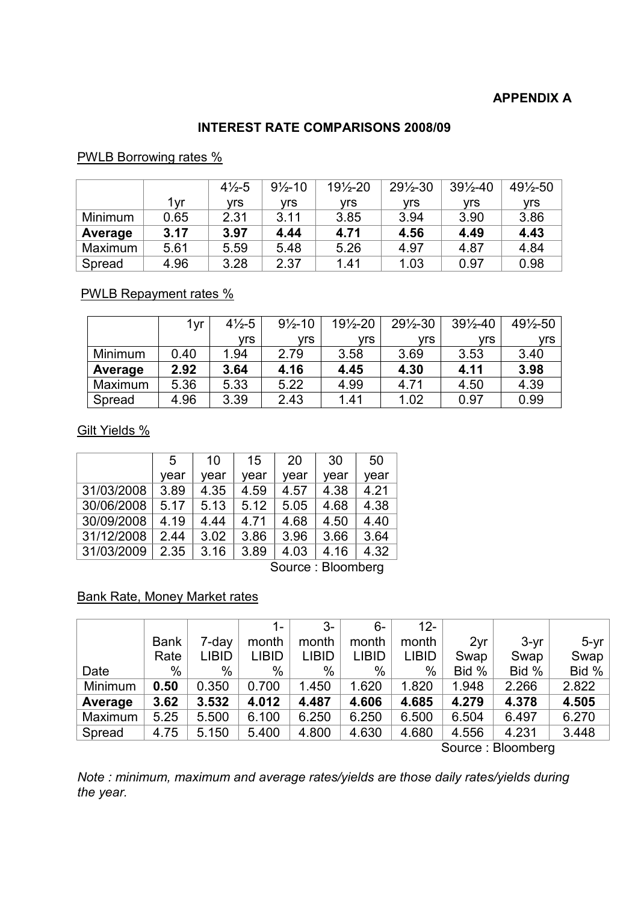**APPENDIX A**

## INTEREST RATE COMPARISONS 2008/09

PWLB Borrowing rates %

| | 1yr | 4½-5 yrs | 9½-10 yrs | 19½-20 yrs | 29½-30 yrs | 39½-40 yrs | 49½-50 yrs |
|---|---|---|---|---|---|---|---|
| Minimum | 0.65 | 2.31 | 3.11 | 3.85 | 3.94 | 3.90 | 3.86 |
| **Average** | **3.17** | **3.97** | **4.44** | **4.71** | **4.56** | **4.49** | **4.43** |
| Maximum | 5.61 | 5.59 | 5.48 | 5.26 | 4.97 | 4.87 | 4.84 |
| Spread | 4.96 | 3.28 | 2.37 | 1.41 | 1.03 | 0.97 | 0.98 |

PWLB Repayment rates %

| | 1yr | 4½-5 yrs | 9½-10 yrs | 19½-20 yrs | 29½-30 yrs | 39½-40 yrs | 49½-50 yrs |
|---|---|---|---|---|---|---|---|
| Minimum | 0.40 | 1.94 | 2.79 | 3.58 | 3.69 | 3.53 | 3.40 |
| **Average** | **2.92** | **3.64** | **4.16** | **4.45** | **4.30** | **4.11** | **3.98** |
| Maximum | 5.36 | 5.33 | 5.22 | 4.99 | 4.71 | 4.50 | 4.39 |
| Spread | 4.96 | 3.39 | 2.43 | 1.41 | 1.02 | 0.97 | 0.99 |

Gilt Yields %

| | 5 year | 10 year | 15 year | 20 year | 30 year | 50 year |
|---|---|---|---|---|---|---|
| 31/03/2008 | 3.89 | 4.35 | 4.59 | 4.57 | 4.38 | 4.21 |
| 30/06/2008 | 5.17 | 5.13 | 5.12 | 5.05 | 4.68 | 4.38 |
| 30/09/2008 | 4.19 | 4.44 | 4.71 | 4.68 | 4.50 | 4.40 |
| 31/12/2008 | 2.44 | 3.02 | 3.86 | 3.96 | 3.66 | 3.64 |
| 31/03/2009 | 2.35 | 3.16 | 3.89 | 4.03 | 4.16 | 4.32 |

Source : Bloomberg

Bank Rate, Money Market rates

| Date | Bank Rate % | 7-day LIBID % | 1-month LIBID % | 3-month LIBID % | 6-month LIBID % | 12-month LIBID % | 2yr Swap Bid % | 3-yr Swap Bid % | 5-yr Swap Bid % |
|---|---|---|---|---|---|---|---|---|---|
| Minimum | **0.50** | 0.350 | 0.700 | 1.450 | 1.620 | 1.820 | 1.948 | 2.266 | 2.822 |
| **Average** | **3.62** | **3.532** | **4.012** | **4.487** | **4.606** | **4.685** | **4.279** | **4.378** | **4.505** |
| Maximum | 5.25 | 5.500 | 6.100 | 6.250 | 6.250 | 6.500 | 6.504 | 6.497 | 6.270 |
| Spread | 4.75 | 5.150 | 5.400 | 4.800 | 4.630 | 4.680 | 4.556 | 4.231 | 3.448 |

Source : Bloomberg

*Note : minimum, maximum and average rates/yields are those daily rates/yields during the year.*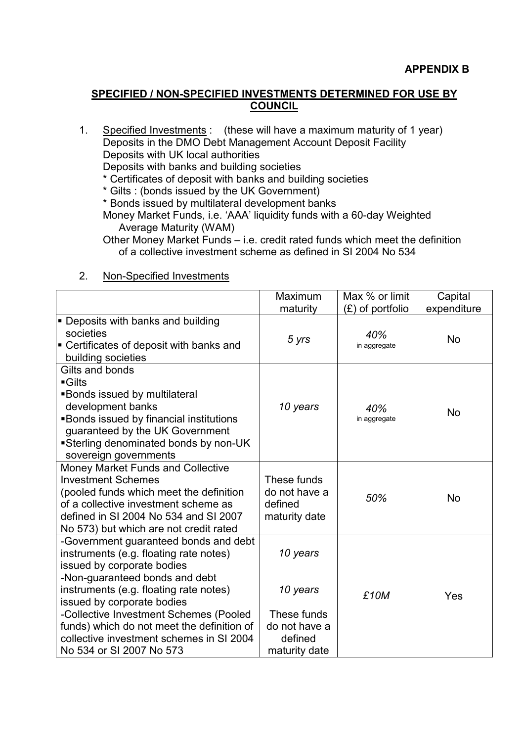**APPENDIX B**

## SPECIFIED / NON-SPECIFIED INVESTMENTS DETERMINED FOR USE BY COUNCIL

1. Specified Investments : (these will have a maximum maturity of 1 year)
   Deposits in the DMO Debt Management Account Deposit Facility
   Deposits with UK local authorities
   Deposits with banks and building societies
   * Certificates of deposit with banks and building societies
   * Gilts : (bonds issued by the UK Government)
   * Bonds issued by multilateral development banks
   Money Market Funds, i.e. 'AAA' liquidity funds with a 60-day Weighted Average Maturity (WAM)
   Other Money Market Funds – i.e. credit rated funds which meet the definition of a collective investment scheme as defined in SI 2004 No 534

2. Non-Specified Investments

| | Maximum maturity | Max % or limit (£) of portfolio | Capital expenditure |
|---|---|---|---|
| ▪ Deposits with banks and building societies<br>▪ Certificates of deposit with banks and building societies | *5 yrs* | *40%* in aggregate | No |
| Gilts and bonds<br>▪Gilts<br>▪Bonds issued by multilateral development banks<br>▪Bonds issued by financial institutions guaranteed by the UK Government<br>▪Sterling denominated bonds by non-UK sovereign governments | *10 years* | *40%* in aggregate | No |
| Money Market Funds and Collective Investment Schemes (pooled funds which meet the definition of a collective investment scheme as defined in SI 2004 No 534 and SI 2007 No 573) but which are not credit rated | These funds do not have a defined maturity date | *50%* | No |
| -Government guaranteed bonds and debt instruments (e.g. floating rate notes) issued by corporate bodies<br>-Non-guaranteed bonds and debt instruments (e.g. floating rate notes) issued by corporate bodies<br>-Collective Investment Schemes (Pooled funds) which do not meet the definition of collective investment schemes in SI 2004 No 534 or SI 2007 No 573 | *10 years*<br><br>*10 years*<br><br>These funds do not have a defined maturity date | *£10M* | Yes |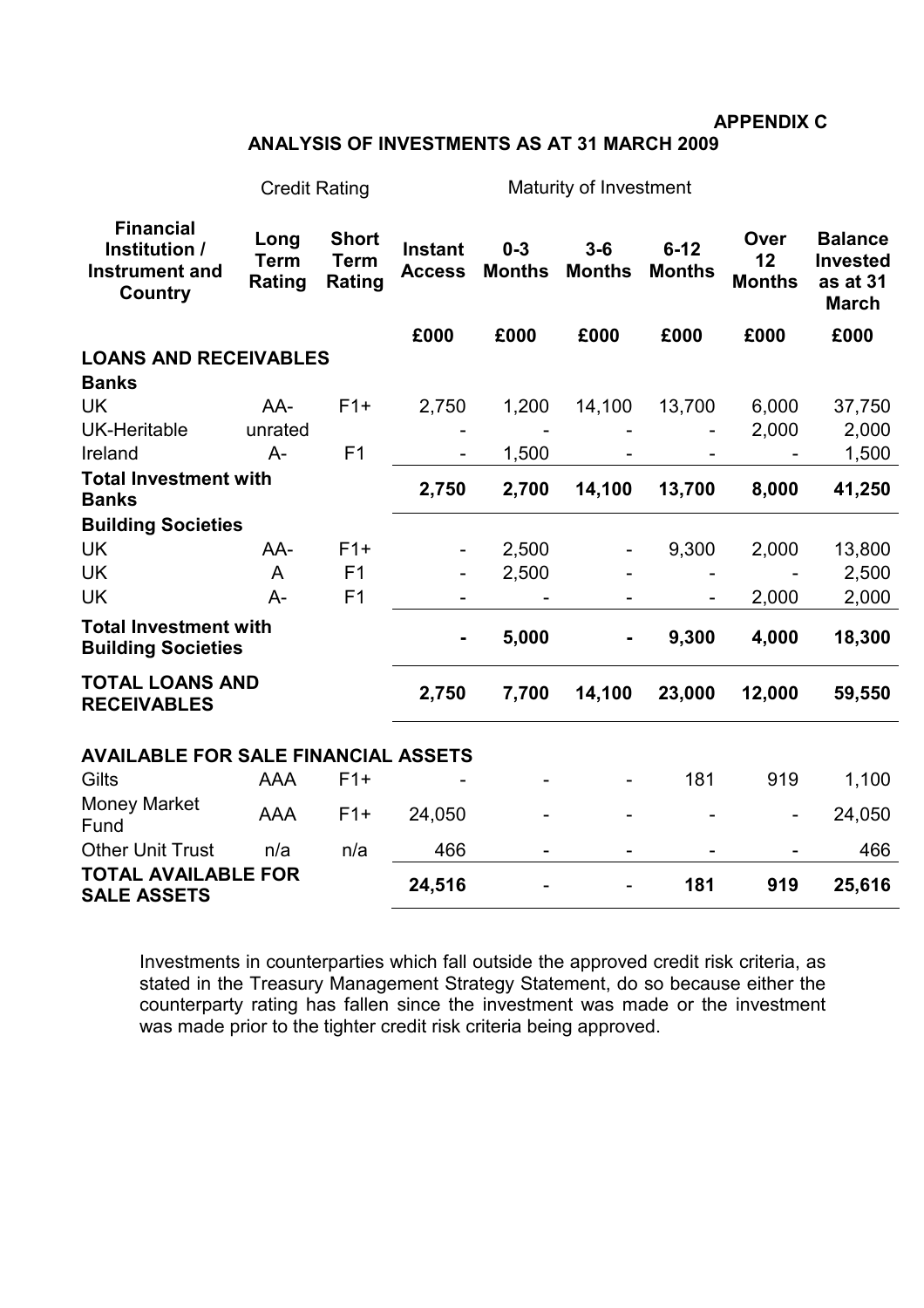**APPENDIX C**

**ANALYSIS OF INVESTMENTS AS AT 31 MARCH 2009**

| | Credit Rating | | Maturity of Investment | | | | | |
|---|---|---|---|---|---|---|---|---|
| **Financial Institution / Instrument and Country** | **Long Term Rating** | **Short Term Rating** | **Instant Access** | **0-3 Months** | **3-6 Months** | **6-12 Months** | **Over 12 Months** | **Balance Invested as at 31 March** |
| | | | **£000** | **£000** | **£000** | **£000** | **£000** | **£000** |
| **LOANS AND RECEIVABLES** | | | | | | | | |
| **Banks** | | | | | | | | |
| UK | AA- | F1+ | 2,750 | 1,200 | 14,100 | 13,700 | 6,000 | 37,750 |
| UK-Heritable | unrated | | - | - | - | - | 2,000 | 2,000 |
| Ireland | A- | F1 | - | 1,500 | - | - | - | 1,500 |
| **Total Investment with Banks** | | | **2,750** | **2,700** | **14,100** | **13,700** | **8,000** | **41,250** |
| **Building Societies** | | | | | | | | |
| UK | AA- | F1+ | - | 2,500 | - | 9,300 | 2,000 | 13,800 |
| UK | A | F1 | - | 2,500 | - | - | - | 2,500 |
| UK | A- | F1 | - | - | - | - | 2,000 | 2,000 |
| **Total Investment with Building Societies** | | | **-** | **5,000** | **-** | **9,300** | **4,000** | **18,300** |
| **TOTAL LOANS AND RECEIVABLES** | | | **2,750** | **7,700** | **14,100** | **23,000** | **12,000** | **59,550** |
| **AVAILABLE FOR SALE FINANCIAL ASSETS** | | | | | | | | |
| Gilts | AAA | F1+ | - | - | - | 181 | 919 | 1,100 |
| Money Market Fund | AAA | F1+ | 24,050 | - | - | - | - | 24,050 |
| Other Unit Trust | n/a | n/a | 466 | - | - | - | - | 466 |
| **TOTAL AVAILABLE FOR SALE ASSETS** | | | **24,516** | - | - | **181** | **919** | **25,616** |

Investments in counterparties which fall outside the approved credit risk criteria, as stated in the Treasury Management Strategy Statement, do so because either the counterparty rating has fallen since the investment was made or the investment was made prior to the tighter credit risk criteria being approved.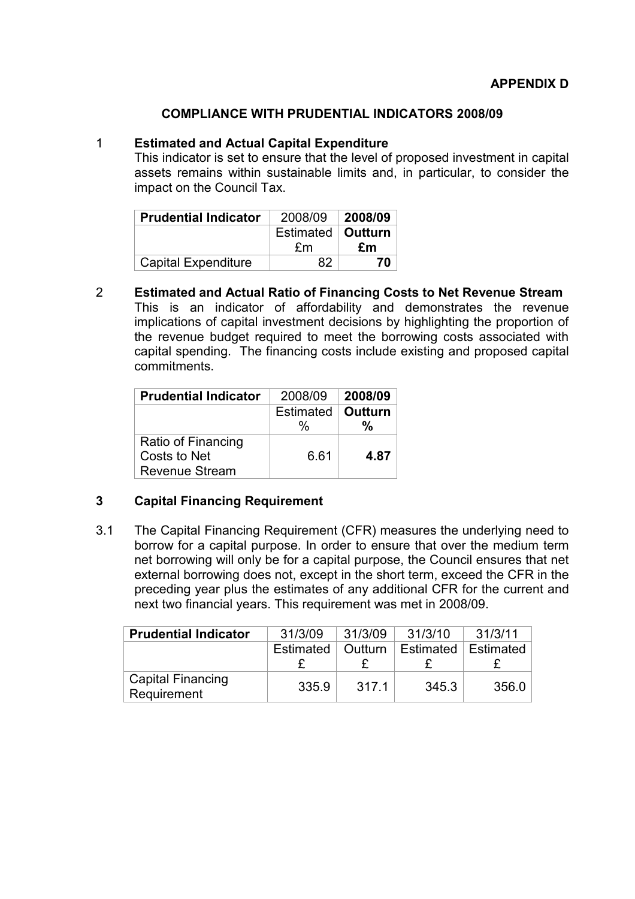**APPENDIX D**

## COMPLIANCE WITH PRUDENTIAL INDICATORS 2008/09

### 1 Estimated and Actual Capital Expenditure

This indicator is set to ensure that the level of proposed investment in capital assets remains within sustainable limits and, in particular, to consider the impact on the Council Tax.

| Prudential Indicator | 2008/09 | **2008/09** |
|---|---|---|
| | Estimated £m | **Outturn £m** |
| Capital Expenditure | 82 | **70** |

### 2 Estimated and Actual Ratio of Financing Costs to Net Revenue Stream

This is an indicator of affordability and demonstrates the revenue implications of capital investment decisions by highlighting the proportion of the revenue budget required to meet the borrowing costs associated with capital spending. The financing costs include existing and proposed capital commitments.

| Prudential Indicator | 2008/09 | **2008/09** |
|---|---|---|
| | Estimated % | **Outturn %** |
| Ratio of Financing Costs to Net Revenue Stream | 6.61 | **4.87** |

### 3 Capital Financing Requirement

3.1 The Capital Financing Requirement (CFR) measures the underlying need to borrow for a capital purpose. In order to ensure that over the medium term net borrowing will only be for a capital purpose, the Council ensures that net external borrowing does not, except in the short term, exceed the CFR in the preceding year plus the estimates of any additional CFR for the current and next two financial years. This requirement was met in 2008/09.

| Prudential Indicator | 31/3/09 | 31/3/09 | 31/3/10 | 31/3/11 |
|---|---|---|---|---|
| | Estimated £ | Outturn £ | Estimated £ | Estimated £ |
| Capital Financing Requirement | 335.9 | 317.1 | 345.3 | 356.0 |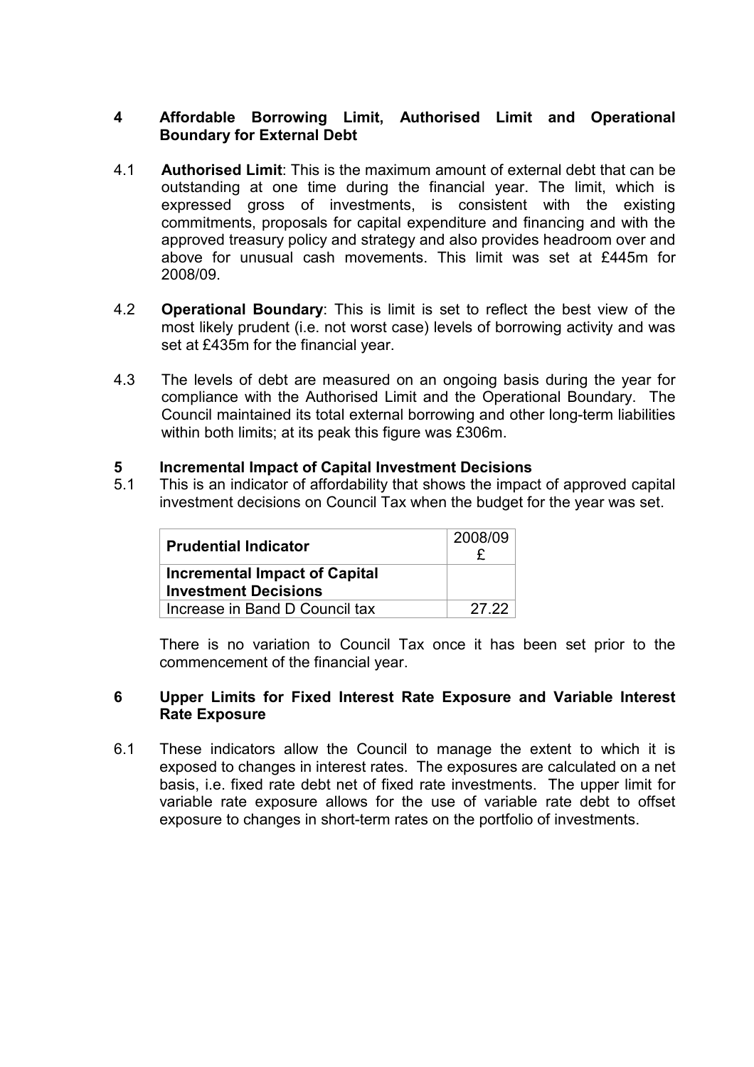## 4 Affordable Borrowing Limit, Authorised Limit and Operational Boundary for External Debt

4.1 **Authorised Limit**: This is the maximum amount of external debt that can be outstanding at one time during the financial year. The limit, which is expressed gross of investments, is consistent with the existing commitments, proposals for capital expenditure and financing and with the approved treasury policy and strategy and also provides headroom over and above for unusual cash movements. This limit was set at £445m for 2008/09.

4.2 **Operational Boundary**: This is limit is set to reflect the best view of the most likely prudent (i.e. not worst case) levels of borrowing activity and was set at £435m for the financial year.

4.3 The levels of debt are measured on an ongoing basis during the year for compliance with the Authorised Limit and the Operational Boundary. The Council maintained its total external borrowing and other long-term liabilities within both limits; at its peak this figure was £306m.

## 5 Incremental Impact of Capital Investment Decisions

5.1 This is an indicator of affordability that shows the impact of approved capital investment decisions on Council Tax when the budget for the year was set.

| **Prudential Indicator** | 2008/09 £ |
|---|---|
| **Incremental Impact of Capital Investment Decisions** | |
| Increase in Band D Council tax | 27.22 |

There is no variation to Council Tax once it has been set prior to the commencement of the financial year.

## 6 Upper Limits for Fixed Interest Rate Exposure and Variable Interest Rate Exposure

6.1 These indicators allow the Council to manage the extent to which it is exposed to changes in interest rates. The exposures are calculated on a net basis, i.e. fixed rate debt net of fixed rate investments. The upper limit for variable rate exposure allows for the use of variable rate debt to offset exposure to changes in short-term rates on the portfolio of investments.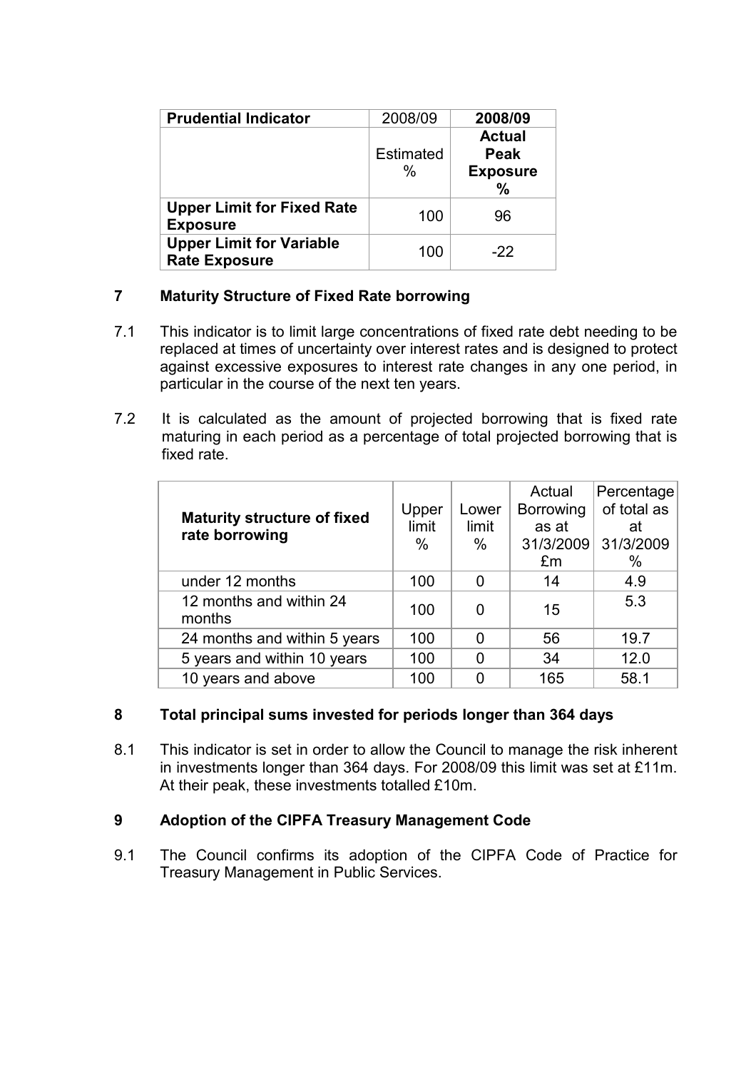| Prudential Indicator | 2008/09 | 2008/09 |
| --- | --- | --- |
| | Estimated % | **Actual Peak Exposure %** |
| **Upper Limit for Fixed Rate Exposure** | 100 | 96 |
| **Upper Limit for Variable Rate Exposure** | 100 | -22 |

## 7 Maturity Structure of Fixed Rate borrowing

7.1 This indicator is to limit large concentrations of fixed rate debt needing to be replaced at times of uncertainty over interest rates and is designed to protect against excessive exposures to interest rate changes in any one period, in particular in the course of the next ten years.

7.2 It is calculated as the amount of projected borrowing that is fixed rate maturing in each period as a percentage of total projected borrowing that is fixed rate.

| **Maturity structure of fixed rate borrowing** | Upper limit % | Lower limit % | Actual Borrowing as at 31/3/2009 £m | Percentage of total as at 31/3/2009 % |
| --- | --- | --- | --- | --- |
| under 12 months | 100 | 0 | 14 | 4.9 |
| 12 months and within 24 months | 100 | 0 | 15 | 5.3 |
| 24 months and within 5 years | 100 | 0 | 56 | 19.7 |
| 5 years and within 10 years | 100 | 0 | 34 | 12.0 |
| 10 years and above | 100 | 0 | 165 | 58.1 |

## 8 Total principal sums invested for periods longer than 364 days

8.1 This indicator is set in order to allow the Council to manage the risk inherent in investments longer than 364 days. For 2008/09 this limit was set at £11m. At their peak, these investments totalled £10m.

## 9 Adoption of the CIPFA Treasury Management Code

9.1 The Council confirms its adoption of the CIPFA Code of Practice for Treasury Management in Public Services.